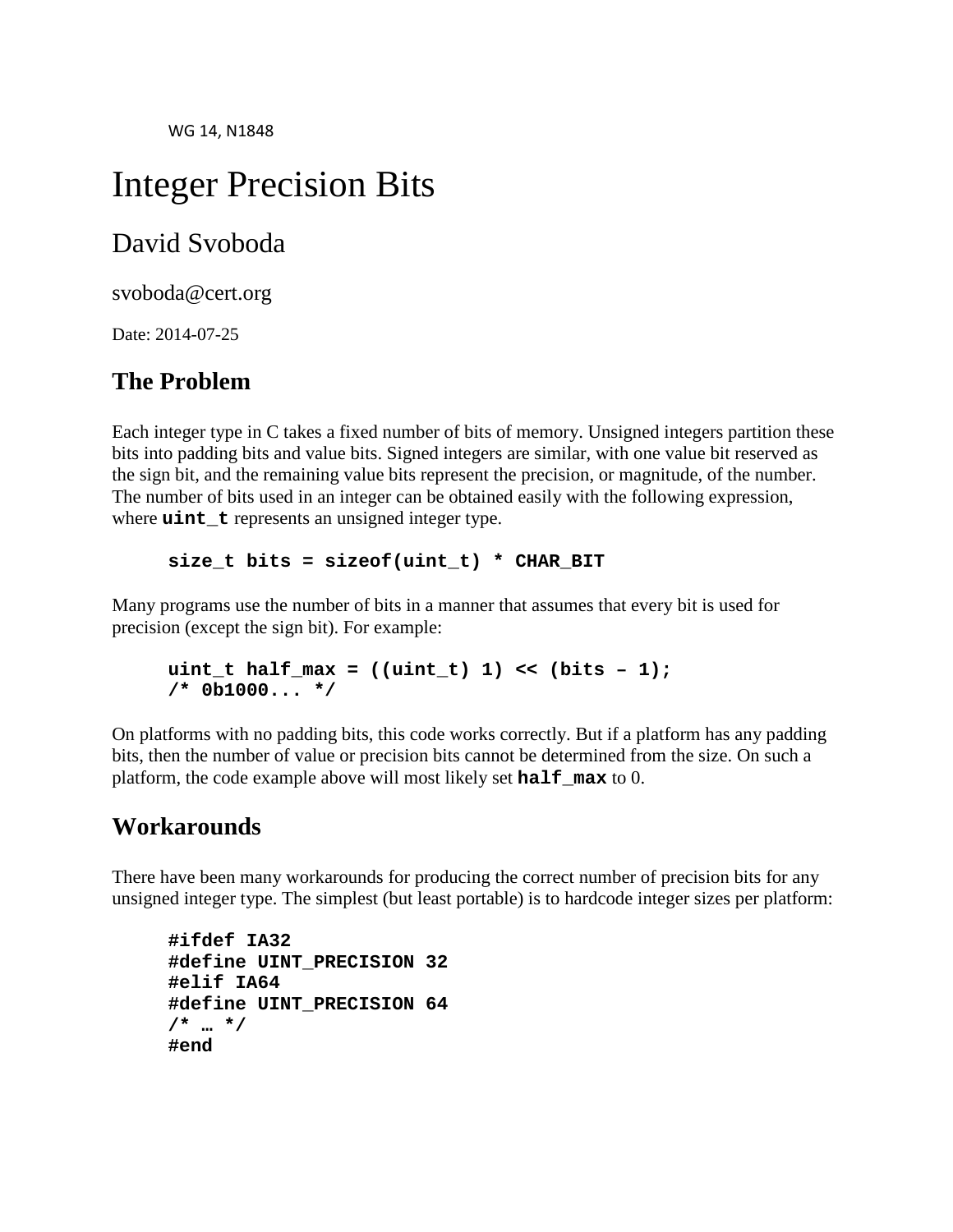WG 14, N1848

# Integer Precision Bits

## David Svoboda

svoboda@cert.org

Date: 2014-07-25

## The Problem

Each integer type in C takes a fixed number of bits of memory. Unsigned integers partition these bits into padding bits and value bits. Signed integers are similar, with one value bit reserved as the sign bit, and the remaining value bits represent the precision, or magnitude, of the number. The number of bits used in an integer can be obtained easily with the following expression, where **`uint_t`** represents an unsigned integer type.

```
size_t bits = sizeof(uint_t) * CHAR_BIT
```

Many programs use the number of bits in a manner that assumes that every bit is used for precision (except the sign bit). For example:

```
uint_t half_max = ((uint_t) 1) << (bits – 1);
/* 0b1000... */
```

On platforms with no padding bits, this code works correctly. But if a platform has any padding bits, then the number of value or precision bits cannot be determined from the size. On such a platform, the code example above will most likely set **`half_max`** to 0.

## Workarounds

There have been many workarounds for producing the correct number of precision bits for any unsigned integer type. The simplest (but least portable) is to hardcode integer sizes per platform:

```
#ifdef IA32
#define UINT_PRECISION 32
#elif IA64
#define UINT_PRECISION 64
/* … */
#end
```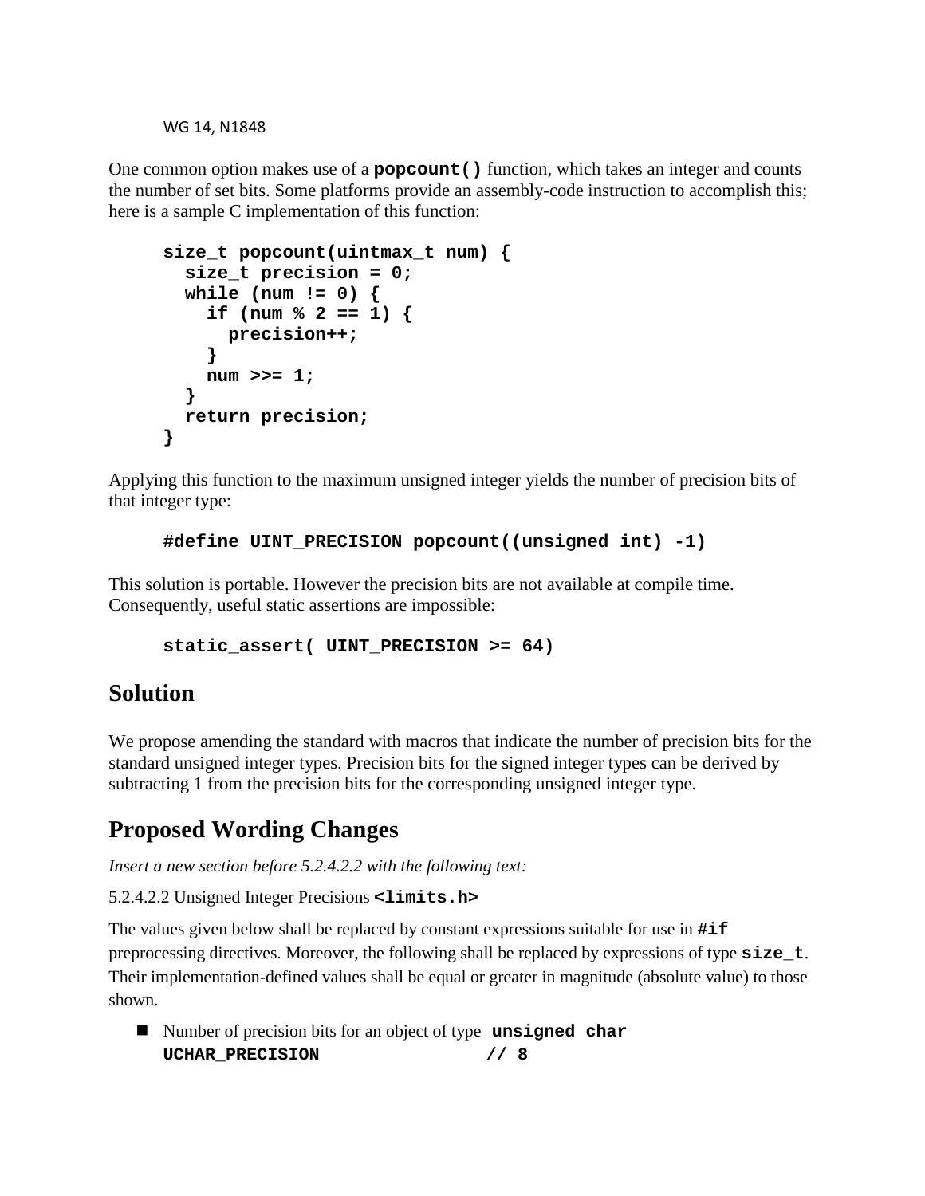One common option makes use of a **`popcount()`** function, which takes an integer and counts the number of set bits. Some platforms provide an assembly-code instruction to accomplish this; here is a sample C implementation of this function:

```
size_t popcount(uintmax_t num) {
  size_t precision = 0;
  while (num != 0) {
    if (num % 2 == 1) {
      precision++;
    }
    num >>= 1;
  }
  return precision;
}
```

Applying this function to the maximum unsigned integer yields the number of precision bits of that integer type:

```
#define UINT_PRECISION popcount((unsigned int) -1)
```

This solution is portable. However the precision bits are not available at compile time. Consequently, useful static assertions are impossible:

```
static_assert( UINT_PRECISION >= 64)
```

## Solution

We propose amending the standard with macros that indicate the number of precision bits for the standard unsigned integer types. Precision bits for the signed integer types can be derived by subtracting 1 from the precision bits for the corresponding unsigned integer type.

## Proposed Wording Changes

*Insert a new section before 5.2.4.2.2 with the following text:*

5.2.4.2.2 Unsigned Integer Precisions **`<limits.h>`**

The values given below shall be replaced by constant expressions suitable for use in **`#if`** preprocessing directives. Moreover, the following shall be replaced by expressions of type **`size_t`**. Their implementation-defined values shall be equal or greater in magnitude (absolute value) to those shown.

- Number of precision bits for an object of type **`unsigned char`**
  **`UCHAR_PRECISION                // 8`**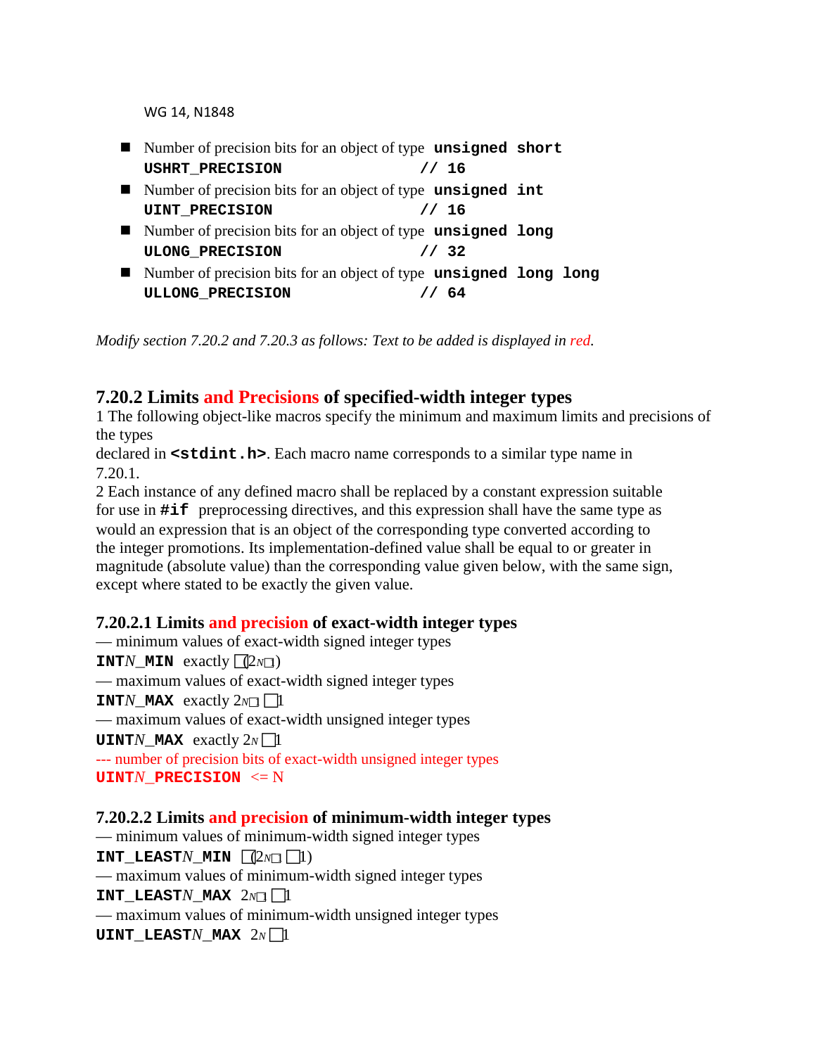- Number of precision bits for an object of type **`unsigned short`**
  **`USHRT_PRECISION                    // 16`**
- Number of precision bits for an object of type **`unsigned int`**
  **`UINT_PRECISION                     // 16`**
- Number of precision bits for an object of type **`unsigned long`**
  **`ULONG_PRECISION                    // 32`**
- Number of precision bits for an object of type **`unsigned long long`**
  **`ULLONG_PRECISION                   // 64`**

*Modify section 7.20.2 and 7.20.3 as follows: Text to be added is displayed in red.*

## 7.20.2 Limits and Precisions of specified-width integer types

1 The following object-like macros specify the minimum and maximum limits and precisions of the types
declared in **`<stdint.h>`**. Each macro name corresponds to a similar type name in 7.20.1.

2 Each instance of any defined macro shall be replaced by a constant expression suitable for use in **`#if`** preprocessing directives, and this expression shall have the same type as would an expression that is an object of the corresponding type converted according to the integer promotions. Its implementation-defined value shall be equal to or greater in magnitude (absolute value) than the corresponding value given below, with the same sign, except where stated to be exactly the given value.

### 7.20.2.1 Limits and precision of exact-width integer types

— minimum values of exact-width signed integer types

**`INTN_MIN`** exactly $-(2^{N-1})$

— maximum values of exact-width signed integer types

**`INTN_MAX`** exactly $2^{N-1} - 1$

— maximum values of exact-width unsigned integer types

**`UINTN_MAX`** exactly $2^{N} - 1$

--- number of precision bits of exact-width unsigned integer types

**`UINTN_PRECISION`** <= N

### 7.20.2.2 Limits and precision of minimum-width integer types

— minimum values of minimum-width signed integer types

**`INT_LEASTN_MIN`** $-(2^{N-1} - 1)$

— maximum values of minimum-width signed integer types

**`INT_LEASTN_MAX`** $2^{N-1} - 1$

— maximum values of minimum-width unsigned integer types

**`UINT_LEASTN_MAX`** $2^{N} - 1$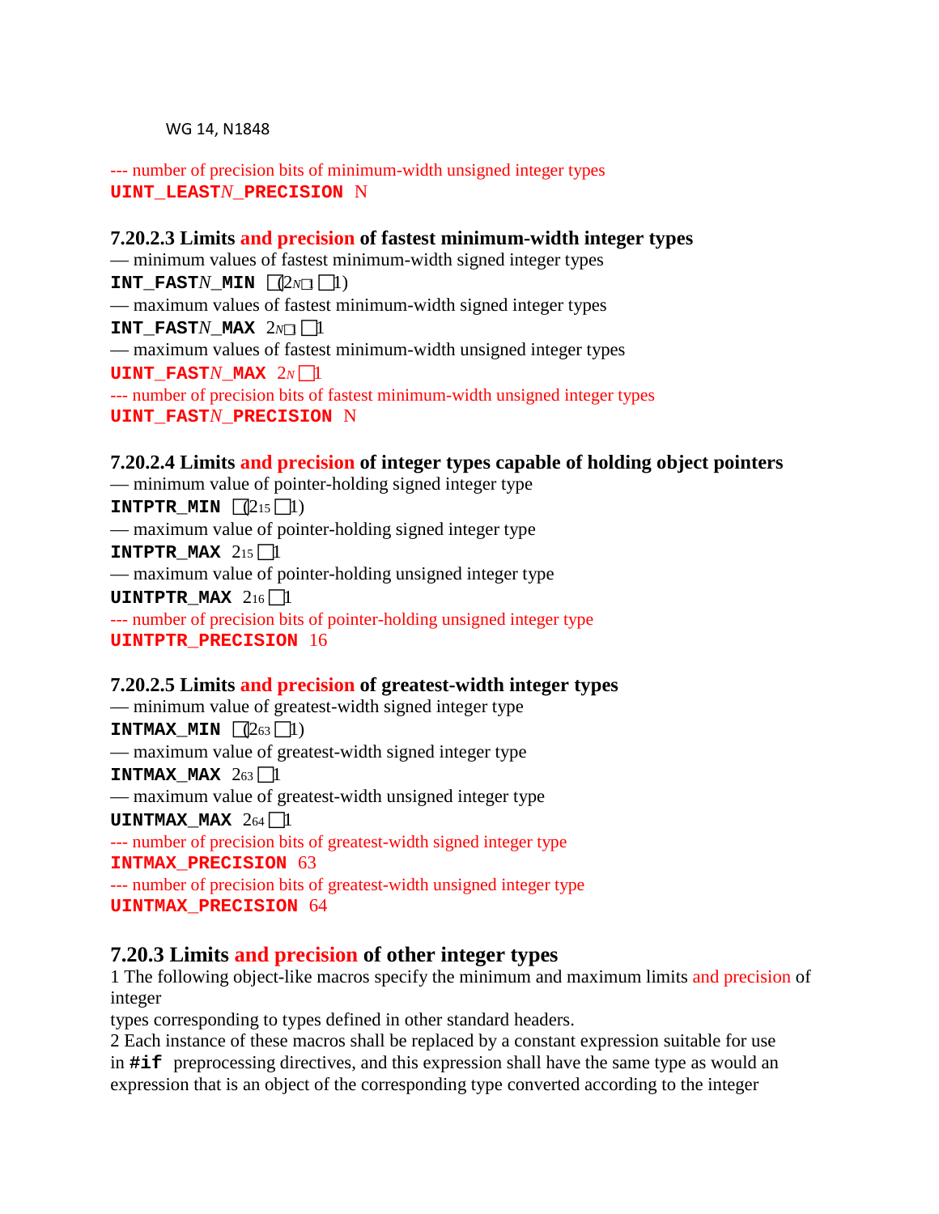--- number of precision bits of minimum-width unsigned integer types

**UINT_LEAST*N*_PRECISION** N

### 7.20.2.3 Limits and precision of fastest minimum-width integer types

— minimum values of fastest minimum-width signed integer types

**INT_FAST*N*_MIN** $-(2^{N-1}-1)$

— maximum values of fastest minimum-width signed integer types

**INT_FAST*N*_MAX** $2^{N-1}-1$

— maximum values of fastest minimum-width unsigned integer types

**UINT_FAST*N*_MAX** $2^{N}-1$

--- number of precision bits of fastest minimum-width unsigned integer types

**UINT_FAST*N*_PRECISION** N

### 7.20.2.4 Limits and precision of integer types capable of holding object pointers

— minimum value of pointer-holding signed integer type

**INTPTR_MIN** $-(2^{15}-1)$

— maximum value of pointer-holding signed integer type

**INTPTR_MAX** $2^{15}-1$

— maximum value of pointer-holding unsigned integer type

**UINTPTR_MAX** $2^{16}-1$

--- number of precision bits of pointer-holding unsigned integer type

**UINTPTR_PRECISION** 16

### 7.20.2.5 Limits and precision of greatest-width integer types

— minimum value of greatest-width signed integer type

**INTMAX_MIN** $-(2^{63}-1)$

— maximum value of greatest-width signed integer type

**INTMAX_MAX** $2^{63}-1$

— maximum value of greatest-width unsigned integer type

**UINTMAX_MAX** $2^{64}-1$

--- number of precision bits of greatest-width signed integer type

**INTMAX_PRECISION** 63

--- number of precision bits of greatest-width unsigned integer type

**UINTMAX_PRECISION** 64

## 7.20.3 Limits and precision of other integer types

1 The following object-like macros specify the minimum and maximum limits and precision of integer types corresponding to types defined in other standard headers.

2 Each instance of these macros shall be replaced by a constant expression suitable for use in **#if** preprocessing directives, and this expression shall have the same type as would an expression that is an object of the corresponding type converted according to the integer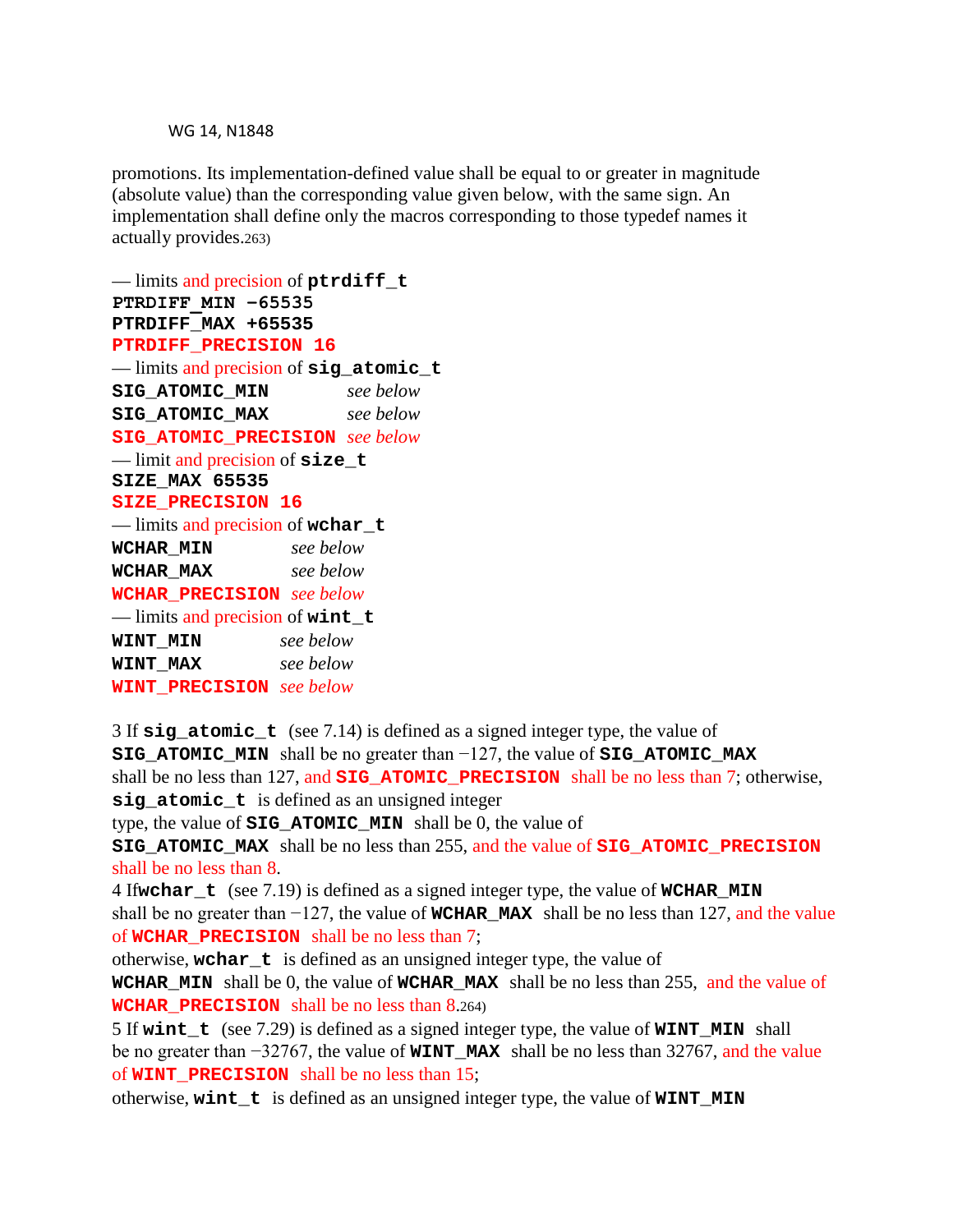promotions. Its implementation-defined value shall be equal to or greater in magnitude (absolute value) than the corresponding value given below, with the same sign. An implementation shall define only the macros corresponding to those typedef names it actually provides.263)

— limits and precision of **ptrdiff_t**
**PTRDIFF_MIN −65535**
**PTRDIFF_MAX +65535**
**PTRDIFF_PRECISION 16**
— limits and precision of **sig_atomic_t**
**SIG_ATOMIC_MIN** *see below*
**SIG_ATOMIC_MAX** *see below*
**SIG_ATOMIC_PRECISION** *see below*
— limit and precision of **size_t**
**SIZE_MAX 65535**
**SIZE_PRECISION 16**
— limits and precision of **wchar_t**
**WCHAR_MIN** *see below*
**WCHAR_MAX** *see below*
**WCHAR_PRECISION** *see below*
— limits and precision of **wint_t**
**WINT_MIN** *see below*
**WINT_MAX** *see below*
**WINT_PRECISION** *see below*

3 If **sig_atomic_t** (see 7.14) is defined as a signed integer type, the value of **SIG_ATOMIC_MIN** shall be no greater than −127, the value of **SIG_ATOMIC_MAX** shall be no less than 127, and **SIG_ATOMIC_PRECISION** shall be no less than 7; otherwise, **sig_atomic_t** is defined as an unsigned integer type, the value of **SIG_ATOMIC_MIN** shall be 0, the value of **SIG_ATOMIC_MAX** shall be no less than 255, and the value of **SIG_ATOMIC_PRECISION** shall be no less than 8.

4 If **wchar_t** (see 7.19) is defined as a signed integer type, the value of **WCHAR_MIN** shall be no greater than −127, the value of **WCHAR_MAX** shall be no less than 127, and the value of **WCHAR_PRECISION** shall be no less than 7;
otherwise, **wchar_t** is defined as an unsigned integer type, the value of **WCHAR_MIN** shall be 0, the value of **WCHAR_MAX** shall be no less than 255, and the value of **WCHAR_PRECISION** shall be no less than 8.264)

5 If **wint_t** (see 7.29) is defined as a signed integer type, the value of **WINT_MIN** shall be no greater than −32767, the value of **WINT_MAX** shall be no less than 32767, and the value of **WINT_PRECISION** shall be no less than 15;
otherwise, **wint_t** is defined as an unsigned integer type, the value of **WINT_MIN**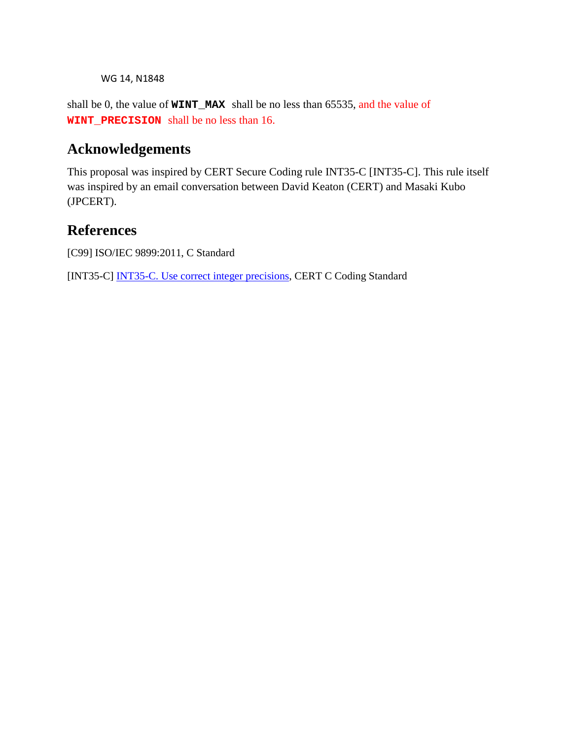shall be 0, the value of **`WINT_MAX`** shall be no less than 65535, and the value of **`WINT_PRECISION`** shall be no less than 16.

## Acknowledgements

This proposal was inspired by CERT Secure Coding rule INT35-C [INT35-C]. This rule itself was inspired by an email conversation between David Keaton (CERT) and Masaki Kubo (JPCERT).

## References

[C99] ISO/IEC 9899:2011, C Standard

[INT35-C] INT35-C. Use correct integer precisions, CERT C Coding Standard